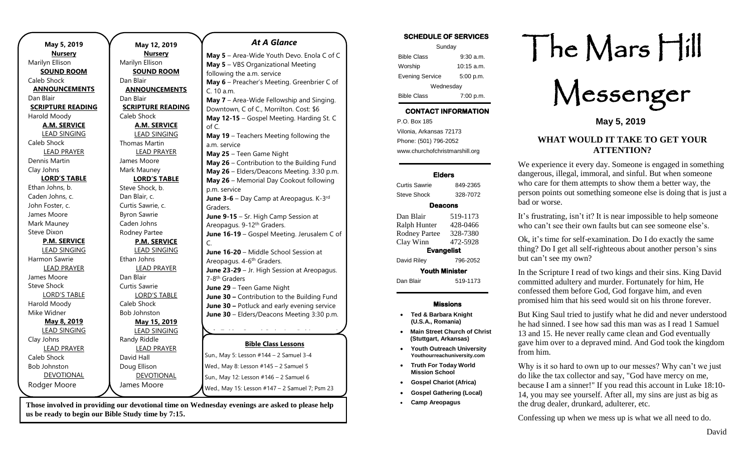**May 5, 2019**

**Nursery**
Marilyn Ellison

**SOUND ROOM**
Caleb Shock

**ANNOUNCEMENTS**
Dan Blair

**SCRIPTURE READING**
Harold Moody

**A.M. SERVICE**

LEAD SINGING
Caleb Shock

LEAD PRAYER
Dennis Martin
Clay Johns

**LORD'S TABLE**
Ethan Johns, b.
Caden Johns, c.
John Foster, c.
James Moore
Mark Mauney
Steve Dixon

**P.M. SERVICE**

LEAD SINGING
Harmon Sawrie

LEAD PRAYER
James Moore
Steve Shock

LORD'S TABLE
Harold Moody
Mike Widner

**May 8, 2019**

LEAD SINGING
Clay Johns

LEAD PRAYER
Caleb Shock
Bob Johnston

DEVOTIONAL
Rodger Moore

**May 12, 2019**

**Nursery**
Marilyn Ellison

**SOUND ROOM**
Dan Blair

**ANNOUNCEMENTS**
Dan Blair

**SCRIPTURE READING**
Caleb Shock

**A.M. SERVICE**

LEAD SINGING
Thomas Martin

LEAD PRAYER
James Moore
Mark Mauney

**LORD'S TABLE**
Steve Shock, b.
Dan Blair, c.
Curtis Sawrie, c.
Byron Sawrie
Caden Johns
Rodney Partee

**P.M. SERVICE**

LEAD SINGING
Ethan Johns

LEAD PRAYER
Dan Blair
Curtis Sawrie

LORD'S TABLE
Caleb Shock
Bob Johnston

**May 15, 2019**

LEAD SINGING
Randy Riddle

LEAD PRAYER
David Hall
Doug Ellison

DEVOTIONAL
James Moore

## *At A Glance*

**May 5** – Area-Wide Youth Devo. Enola C of C
**May 5** – VBS Organizational Meeting following the a.m. service
**May 6** – Preacher's Meeting. Greenbrier C of C. 10 a.m.
**May 7** – Area-Wide Fellowship and Singing. Downtown, C of C., Morrilton. Cost: $6
**May 12-15** – Gospel Meeting. Harding St. C of C.
**May 19** – Teachers Meeting following the a.m. service
**May 25** – Teen Game Night
**May 26** – Contribution to the Building Fund
**May 26** – Elders/Deacons Meeting. 3:30 p.m.
**May 26** – Memorial Day Cookout following p.m. service
**June 3-6** – Day Camp at Areopagus. K-3rd Graders.
**June 9-15** – Sr. High Camp Session at Areopagus. 9-12th Graders.
**June 16-19** – Gospel Meeting. Jerusalem C of C.
**June 16-20** – Middle School Session at Areopagus. 4-6th Graders.
**June 23-29** – Jr. High Session at Areopagus. 7-8th Graders
**June 29** – Teen Game Night
**June 30 –** Contribution to the Building Fund
**June 30 –** Potluck and early evening service
**June 30** – Elders/Deacons Meeting 3:30 p.m.

**Bible Class Lessons**

Sun., May 5: Lesson #144 – 2 Samuel 3-4
Wed., May 8: Lesson #145 – 2 Samuel 5
Sun., May 12: Lesson #146 – 2 Samuel 6
Wed., May 15: Lesson #147 – 2 Samuel 7; Psm 23

**Those involved in providing our devotional time on Wednesday evenings are asked to please help us be ready to begin our Bible Study time by 7:15.**

### SCHEDULE OF SERVICES

| Sunday | |
|---|---|
| Bible Class | 9:30 a.m. |
| Worship | 10:15 a.m. |
| Evening Service | 5:00 p.m. |
| Wednesday | |
| Bible Class | 7:00 p.m. |

### CONTACT INFORMATION

P.O. Box 185
Vilonia, Arkansas 72173
Phone: (501) 796-2052
www.churchofchristmarshill.org

### Elders

| | |
|---|---|
| Curtis Sawrie | 849-2365 |
| Steve Shock | 328-7072 |

### Deacons

| | |
|---|---|
| Dan Blair | 519-1173 |
| Ralph Hunter | 428-0466 |
| Rodney Partee | 328-7380 |
| Clay Winn | 472-5928 |

### Evangelist

| | |
|---|---|
| David Riley | 796-2052 |

### Youth Minister

| | |
|---|---|
| Dan Blair | 519-1173 |

### Missions

- **Ted & Barbara Knight (U.S.A., Romania)**
- **Main Street Church of Christ (Stuttgart, Arkansas)**
- **Youth Outreach University Youthourreachuniversity.com**
- **Truth For Today World Mission School**
- **Gospel Chariot (Africa)**
- **Gospel Gathering (Local)**
- **Camp Areopagus**

# The Mars Hill Messenger

**May 5, 2019**

## WHAT WOULD IT TAKE TO GET YOUR ATTENTION?

We experience it every day. Someone is engaged in something dangerous, illegal, immoral, and sinful. But when someone who care for them attempts to show them a better way, the person points out something someone else is doing that is just a bad or worse.

It's frustrating, isn't it? It is near impossible to help someone who can't see their own faults but can see someone else's.

Ok, it's time for self-examination. Do I do exactly the same thing? Do I get all self-righteous about another person's sins but can't see my own?

In the Scripture I read of two kings and their sins. King David committed adultery and murder. Fortunately for him, He confessed them before God, God forgave him, and even promised him that his seed would sit on his throne forever.

But King Saul tried to justify what he did and never understood he had sinned. I see how sad this man was as I read 1 Samuel 13 and 15. He never really came clean and God eventually gave him over to a depraved mind. And God took the kingdom from him.

Why is it so hard to own up to our messes? Why can't we just do like the tax collector and say, "God have mercy on me, because I am a sinner!" If you read this account in Luke 18:10-14, you may see yourself. After all, my sins are just as big as the drug dealer, drunkard, adulterer, etc.

Confessing up when we mess up is what we all need to do.

David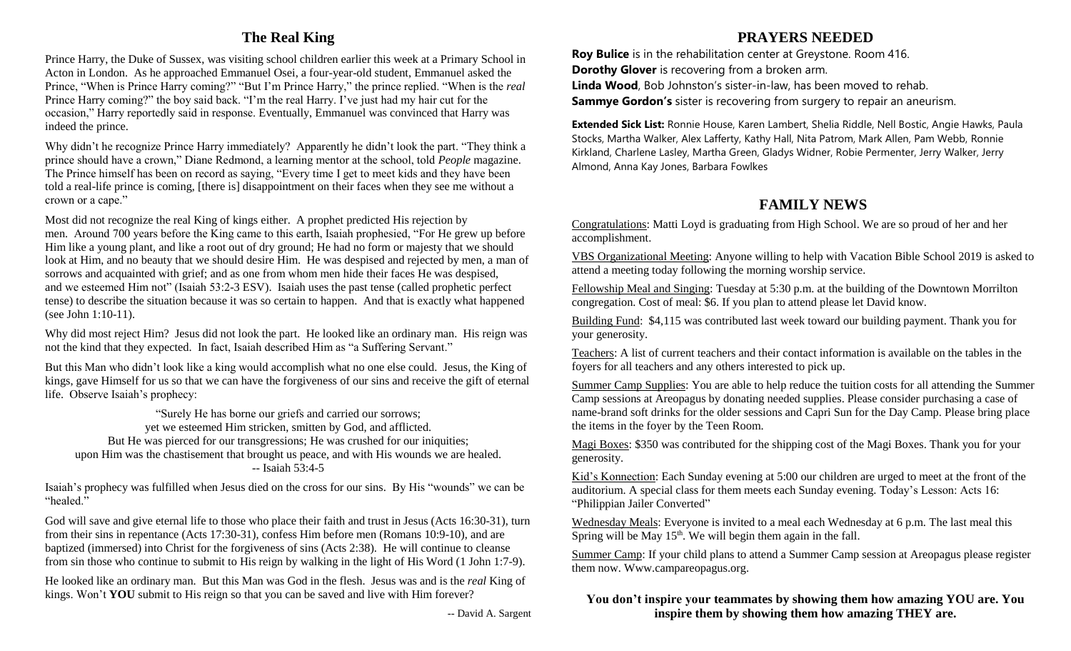## The Real King

Prince Harry, the Duke of Sussex, was visiting school children earlier this week at a Primary School in Acton in London. As he approached Emmanuel Osei, a four-year-old student, Emmanuel asked the Prince, "When is Prince Harry coming?" "But I'm Prince Harry," the prince replied. "When is the *real* Prince Harry coming?" the boy said back. "I'm the real Harry. I've just had my hair cut for the occasion," Harry reportedly said in response. Eventually, Emmanuel was convinced that Harry was indeed the prince.

Why didn't he recognize Prince Harry immediately? Apparently he didn't look the part. "They think a prince should have a crown," Diane Redmond, a learning mentor at the school, told *People* magazine. The Prince himself has been on record as saying, "Every time I get to meet kids and they have been told a real-life prince is coming, [there is] disappointment on their faces when they see me without a crown or a cape."

Most did not recognize the real King of kings either. A prophet predicted His rejection by men. Around 700 years before the King came to this earth, Isaiah prophesied, "For He grew up before Him like a young plant, and like a root out of dry ground; He had no form or majesty that we should look at Him, and no beauty that we should desire Him. He was despised and rejected by men, a man of sorrows and acquainted with grief; and as one from whom men hide their faces He was despised, and we esteemed Him not" (Isaiah 53:2-3 ESV). Isaiah uses the past tense (called prophetic perfect tense) to describe the situation because it was so certain to happen. And that is exactly what happened (see John 1:10-11).

Why did most reject Him? Jesus did not look the part. He looked like an ordinary man. His reign was not the kind that they expected. In fact, Isaiah described Him as "a Suffering Servant."

But this Man who didn't look like a king would accomplish what no one else could. Jesus, the King of kings, gave Himself for us so that we can have the forgiveness of our sins and receive the gift of eternal life. Observe Isaiah's prophecy:

"Surely He has borne our griefs and carried our sorrows;
yet we esteemed Him stricken, smitten by God, and afflicted.
But He was pierced for our transgressions; He was crushed for our iniquities;
upon Him was the chastisement that brought us peace, and with His wounds we are healed.
-- Isaiah 53:4-5

Isaiah's prophecy was fulfilled when Jesus died on the cross for our sins. By His "wounds" we can be "healed."

God will save and give eternal life to those who place their faith and trust in Jesus (Acts 16:30-31), turn from their sins in repentance (Acts 17:30-31), confess Him before men (Romans 10:9-10), and are baptized (immersed) into Christ for the forgiveness of sins (Acts 2:38). He will continue to cleanse from sin those who continue to submit to His reign by walking in the light of His Word (1 John 1:7-9).

He looked like an ordinary man. But this Man was God in the flesh. Jesus was and is the *real* King of kings. Won't **YOU** submit to His reign so that you can be saved and live with Him forever?

-- David A. Sargent

## PRAYERS NEEDED

**Roy Bulice** is in the rehabilitation center at Greystone. Room 416.
**Dorothy Glover** is recovering from a broken arm.
**Linda Wood**, Bob Johnston's sister-in-law, has been moved to rehab.
**Sammye Gordon's** sister is recovering from surgery to repair an aneurism.

**Extended Sick List:** Ronnie House, Karen Lambert, Shelia Riddle, Nell Bostic, Angie Hawks, Paula Stocks, Martha Walker, Alex Lafferty, Kathy Hall, Nita Patrom, Mark Allen, Pam Webb, Ronnie Kirkland, Charlene Lasley, Martha Green, Gladys Widner, Robie Permenter, Jerry Walker, Jerry Almond, Anna Kay Jones, Barbara Fowlkes

## FAMILY NEWS

Congratulations: Matti Loyd is graduating from High School. We are so proud of her and her accomplishment.

VBS Organizational Meeting: Anyone willing to help with Vacation Bible School 2019 is asked to attend a meeting today following the morning worship service.

Fellowship Meal and Singing: Tuesday at 5:30 p.m. at the building of the Downtown Morrilton congregation. Cost of meal: $6. If you plan to attend please let David know.

Building Fund: $4,115 was contributed last week toward our building payment. Thank you for your generosity.

Teachers: A list of current teachers and their contact information is available on the tables in the foyers for all teachers and any others interested to pick up.

Summer Camp Supplies: You are able to help reduce the tuition costs for all attending the Summer Camp sessions at Areopagus by donating needed supplies. Please consider purchasing a case of name-brand soft drinks for the older sessions and Capri Sun for the Day Camp. Please bring place the items in the foyer by the Teen Room.

Magi Boxes: $350 was contributed for the shipping cost of the Magi Boxes. Thank you for your generosity.

Kid's Konnection: Each Sunday evening at 5:00 our children are urged to meet at the front of the auditorium. A special class for them meets each Sunday evening. Today's Lesson: Acts 16: "Philippian Jailer Converted"

Wednesday Meals: Everyone is invited to a meal each Wednesday at 6 p.m. The last meal this Spring will be May 15th. We will begin them again in the fall.

Summer Camp: If your child plans to attend a Summer Camp session at Areopagus please register them now. Www.campareopagus.org.

**You don't inspire your teammates by showing them how amazing YOU are. You inspire them by showing them how amazing THEY are.**